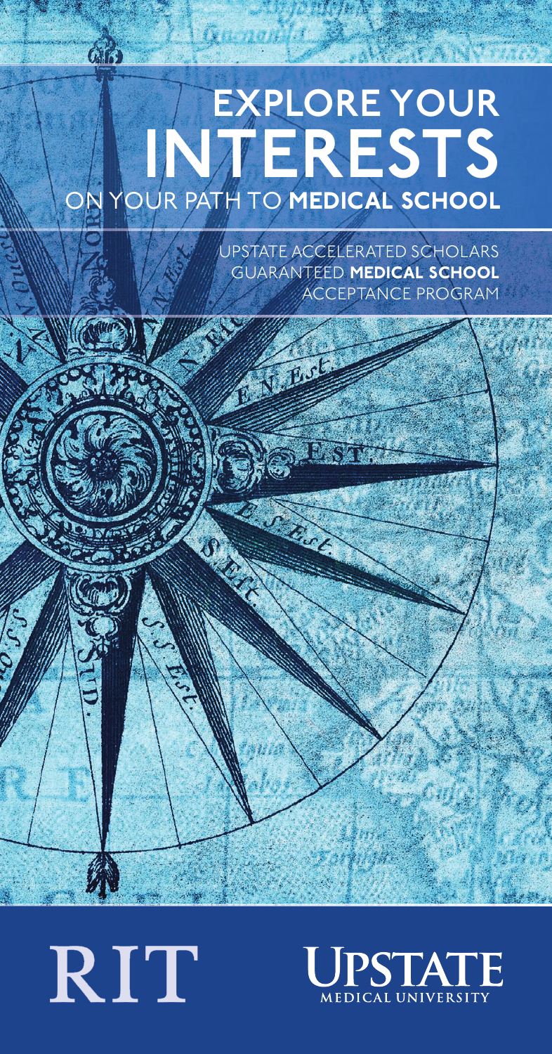# EXPLORE YOUR INTERESTS ON YOUR PATH TO **MEDICAL SCHOOL**

UPSTATE ACCELERATED SCHOLARS GUARANTEED **MEDICAL SCHOOL** ACCEPTANCE PROGRAM

RIT

UPSTATE MEDICAL UNIVERSITY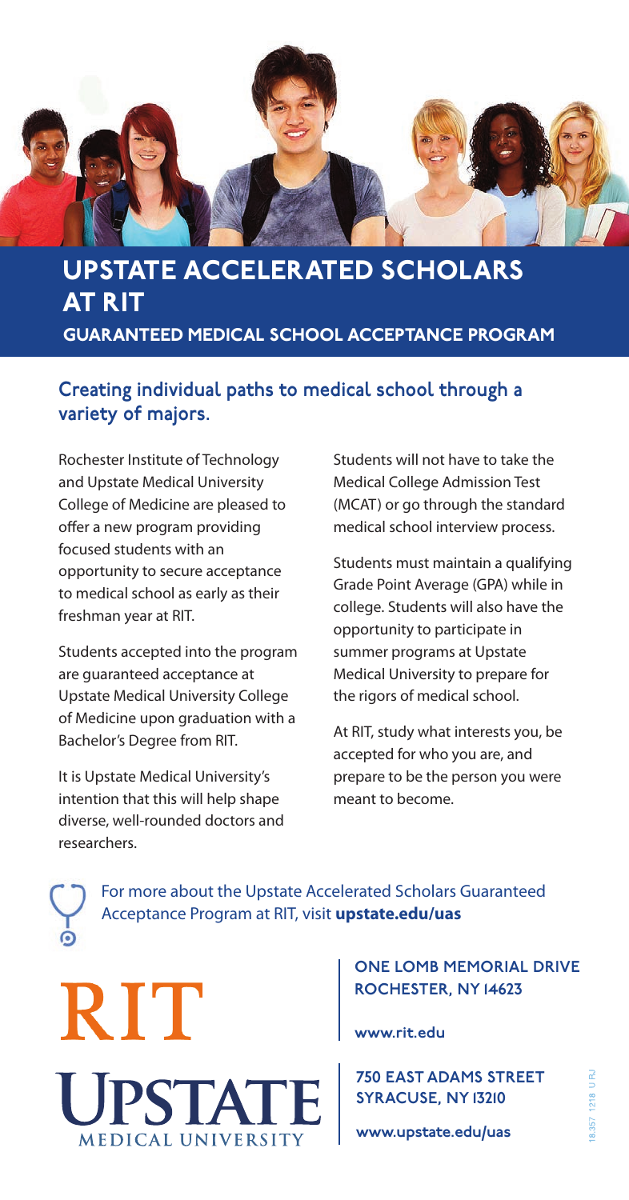# UPSTATE ACCELERATED SCHOLARS AT RIT

## GUARANTEED MEDICAL SCHOOL ACCEPTANCE PROGRAM

### Creating individual paths to medical school through a variety of majors.

Rochester Institute of Technology and Upstate Medical University College of Medicine are pleased to offer a new program providing focused students with an opportunity to secure acceptance to medical school as early as their freshman year at RIT.

Students accepted into the program are guaranteed acceptance at Upstate Medical University College of Medicine upon graduation with a Bachelor's Degree from RIT.

It is Upstate Medical University's intention that this will help shape diverse, well-rounded doctors and researchers.

Students will not have to take the Medical College Admission Test (MCAT) or go through the standard medical school interview process.

Students must maintain a qualifying Grade Point Average (GPA) while in college. Students will also have the opportunity to participate in summer programs at Upstate Medical University to prepare for the rigors of medical school.

At RIT, study what interests you, be accepted for who you are, and prepare to be the person you were meant to become.

For more about the Upstate Accelerated Scholars Guaranteed Acceptance Program at RIT, visit **upstate.edu/uas**

RIT

UPSTATE MEDICAL UNIVERSITY

**ONE LOMB MEMORIAL DRIVE**
**ROCHESTER, NY 14623**

**www.rit.edu**

**750 EAST ADAMS STREET**
**SYRACUSE, NY 13210**

**www.upstate.edu/uas**

18.357 1218 U RJ